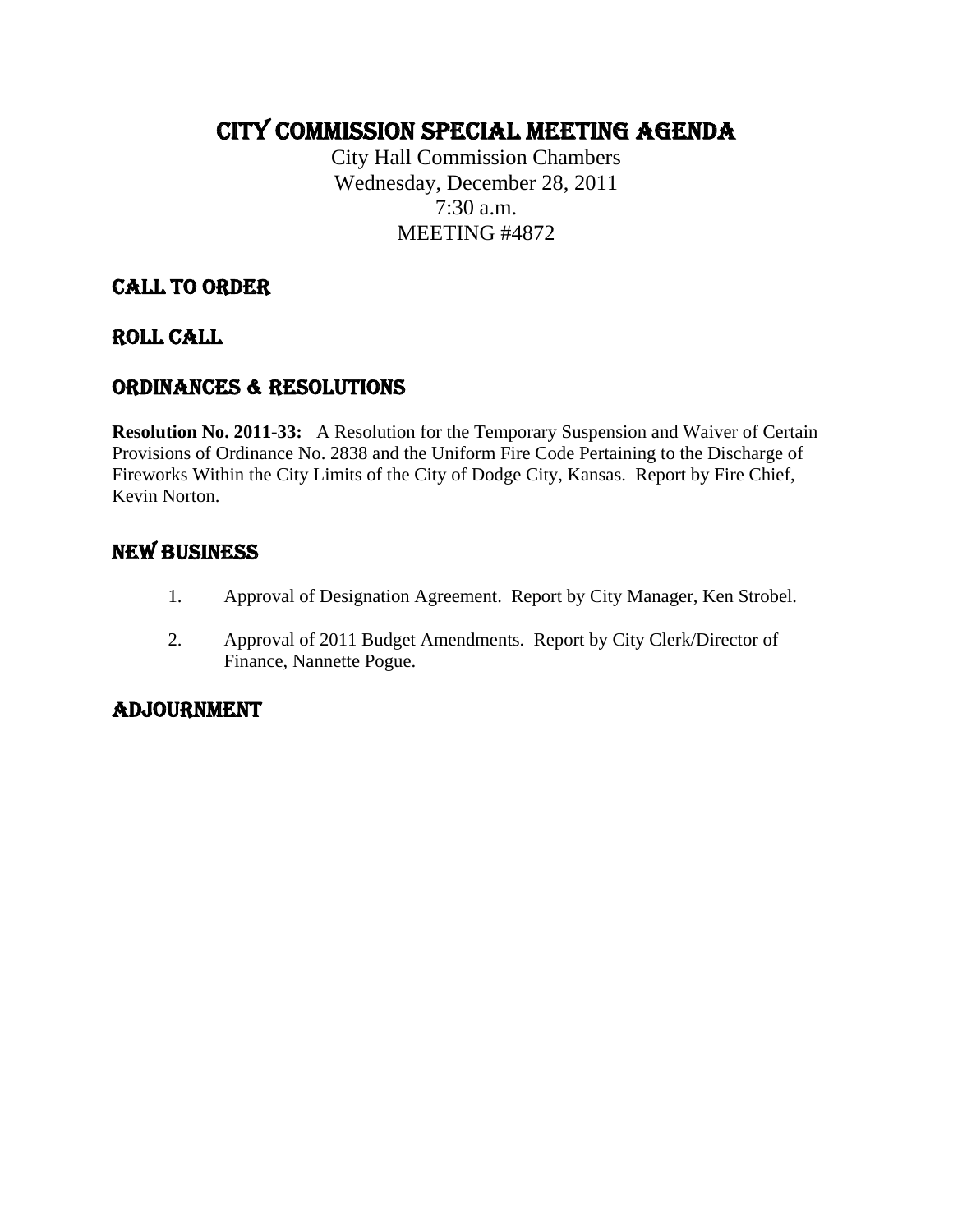# CITY COMMISSION SPECIAL MEETING AGENDA

City Hall Commission Chambers
Wednesday, December 28, 2011
7:30 a.m.
MEETING #4872

## CALL TO ORDER

## ROLL CALL

## ORDINANCES & RESOLUTIONS

**Resolution No. 2011-33:** A Resolution for the Temporary Suspension and Waiver of Certain Provisions of Ordinance No. 2838 and the Uniform Fire Code Pertaining to the Discharge of Fireworks Within the City Limits of the City of Dodge City, Kansas. Report by Fire Chief, Kevin Norton.

## NEW BUSINESS

1. Approval of Designation Agreement. Report by City Manager, Ken Strobel.
2. Approval of 2011 Budget Amendments. Report by City Clerk/Director of Finance, Nannette Pogue.

## ADJOURNMENT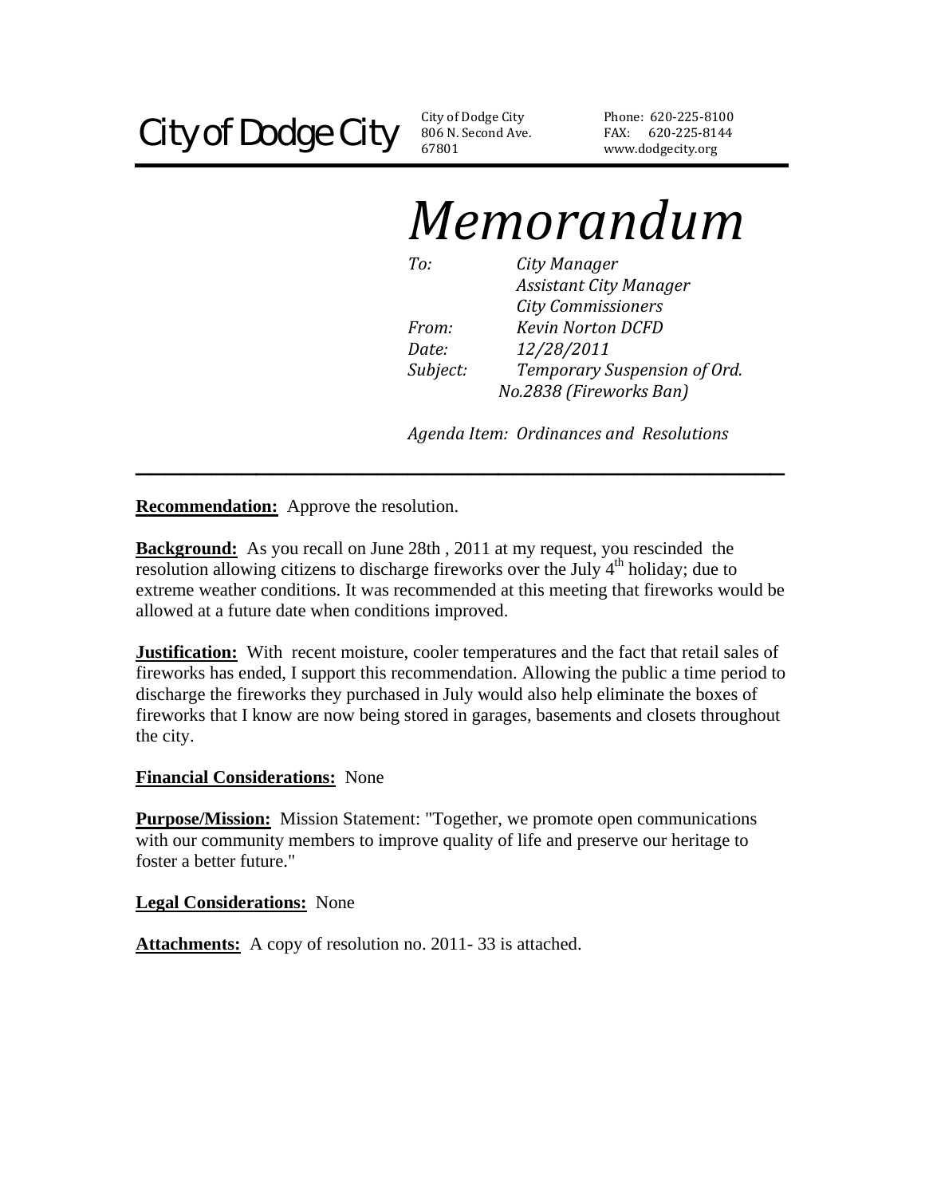City of Dodge City

City of Dodge City
806 N. Second Ave.
67801

Phone: 620-225-8100
FAX: 620-225-8144
www.dodgecity.org

# *Memorandum*

*To:* *City Manager*
*Assistant City Manager*
*City Commissioners*
*From:* *Kevin Norton DCFD*
*Date:* *12/28/2011*
*Subject:* *Temporary Suspension of Ord. No.2838 (Fireworks Ban)*

*Agenda Item: Ordinances and Resolutions*

---

**Recommendation:** Approve the resolution.

**Background:** As you recall on June 28th , 2011 at my request, you rescinded the resolution allowing citizens to discharge fireworks over the July 4th holiday; due to extreme weather conditions. It was recommended at this meeting that fireworks would be allowed at a future date when conditions improved.

**Justification:** With recent moisture, cooler temperatures and the fact that retail sales of fireworks has ended, I support this recommendation. Allowing the public a time period to discharge the fireworks they purchased in July would also help eliminate the boxes of fireworks that I know are now being stored in garages, basements and closets throughout the city.

**Financial Considerations:** None

**Purpose/Mission:** Mission Statement: "Together, we promote open communications with our community members to improve quality of life and preserve our heritage to foster a better future."

**Legal Considerations:** None

**Attachments:** A copy of resolution no. 2011- 33 is attached.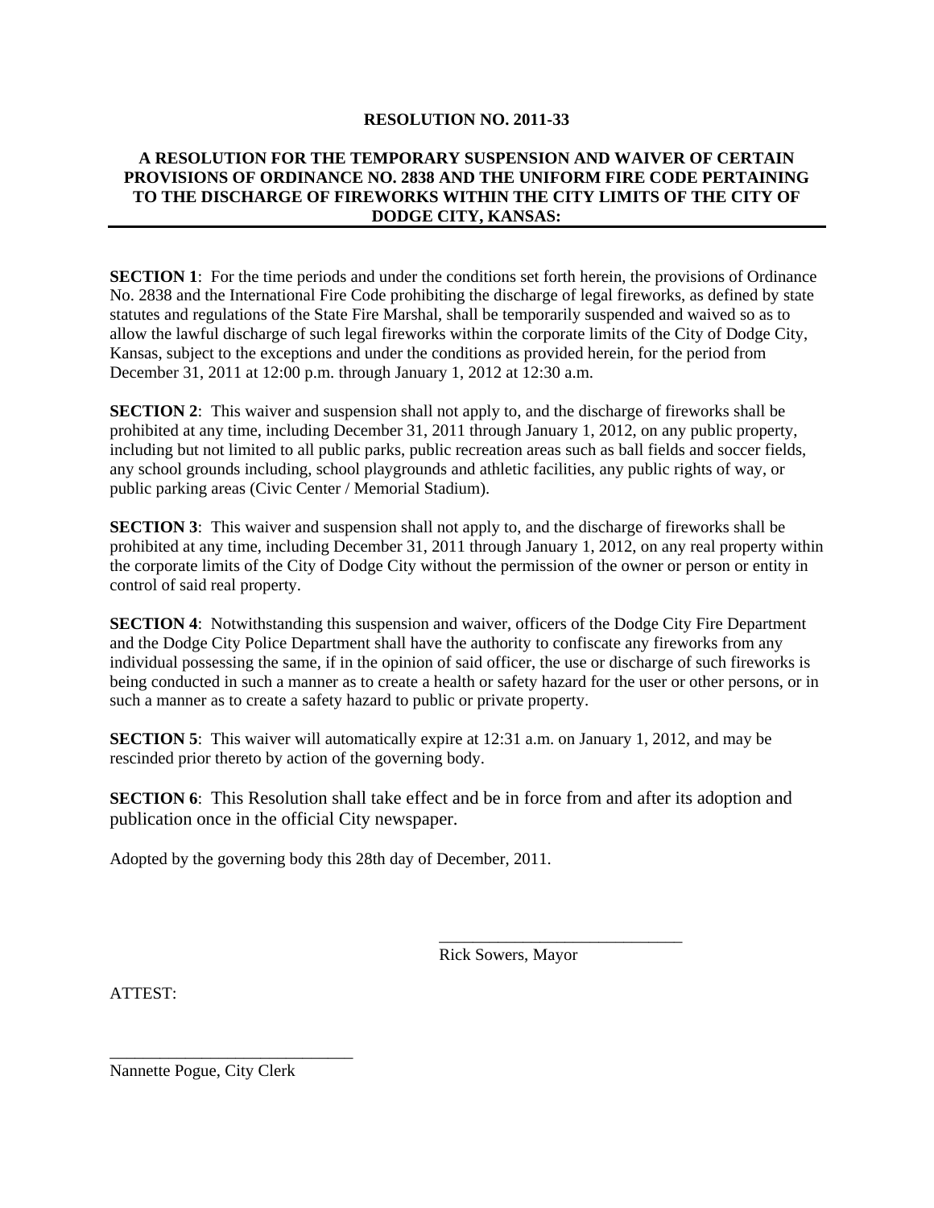**RESOLUTION NO. 2011-33**

**A RESOLUTION FOR THE TEMPORARY SUSPENSION AND WAIVER OF CERTAIN PROVISIONS OF ORDINANCE NO. 2838 AND THE UNIFORM FIRE CODE PERTAINING TO THE DISCHARGE OF FIREWORKS WITHIN THE CITY LIMITS OF THE CITY OF DODGE CITY, KANSAS:**

---

**SECTION 1**: For the time periods and under the conditions set forth herein, the provisions of Ordinance No. 2838 and the International Fire Code prohibiting the discharge of legal fireworks, as defined by state statutes and regulations of the State Fire Marshal, shall be temporarily suspended and waived so as to allow the lawful discharge of such legal fireworks within the corporate limits of the City of Dodge City, Kansas, subject to the exceptions and under the conditions as provided herein, for the period from December 31, 2011 at 12:00 p.m. through January 1, 2012 at 12:30 a.m.

**SECTION 2**: This waiver and suspension shall not apply to, and the discharge of fireworks shall be prohibited at any time, including December 31, 2011 through January 1, 2012, on any public property, including but not limited to all public parks, public recreation areas such as ball fields and soccer fields, any school grounds including, school playgrounds and athletic facilities, any public rights of way, or public parking areas (Civic Center / Memorial Stadium).

**SECTION 3**: This waiver and suspension shall not apply to, and the discharge of fireworks shall be prohibited at any time, including December 31, 2011 through January 1, 2012, on any real property within the corporate limits of the City of Dodge City without the permission of the owner or person or entity in control of said real property.

**SECTION 4**: Notwithstanding this suspension and waiver, officers of the Dodge City Fire Department and the Dodge City Police Department shall have the authority to confiscate any fireworks from any individual possessing the same, if in the opinion of said officer, the use or discharge of such fireworks is being conducted in such a manner as to create a health or safety hazard for the user or other persons, or in such a manner as to create a safety hazard to public or private property.

**SECTION 5**: This waiver will automatically expire at 12:31 a.m. on January 1, 2012, and may be rescinded prior thereto by action of the governing body.

**SECTION 6**: This Resolution shall take effect and be in force from and after its adoption and publication once in the official City newspaper.

Adopted by the governing body this 28th day of December, 2011.

\_\_\_\_\_\_\_\_\_\_\_\_\_\_\_\_\_\_\_\_\_\_\_\_\_\_\_\_\_\_
Rick Sowers, Mayor

ATTEST:

\_\_\_\_\_\_\_\_\_\_\_\_\_\_\_\_\_\_\_\_\_\_\_\_\_\_\_\_\_\_
Nannette Pogue, City Clerk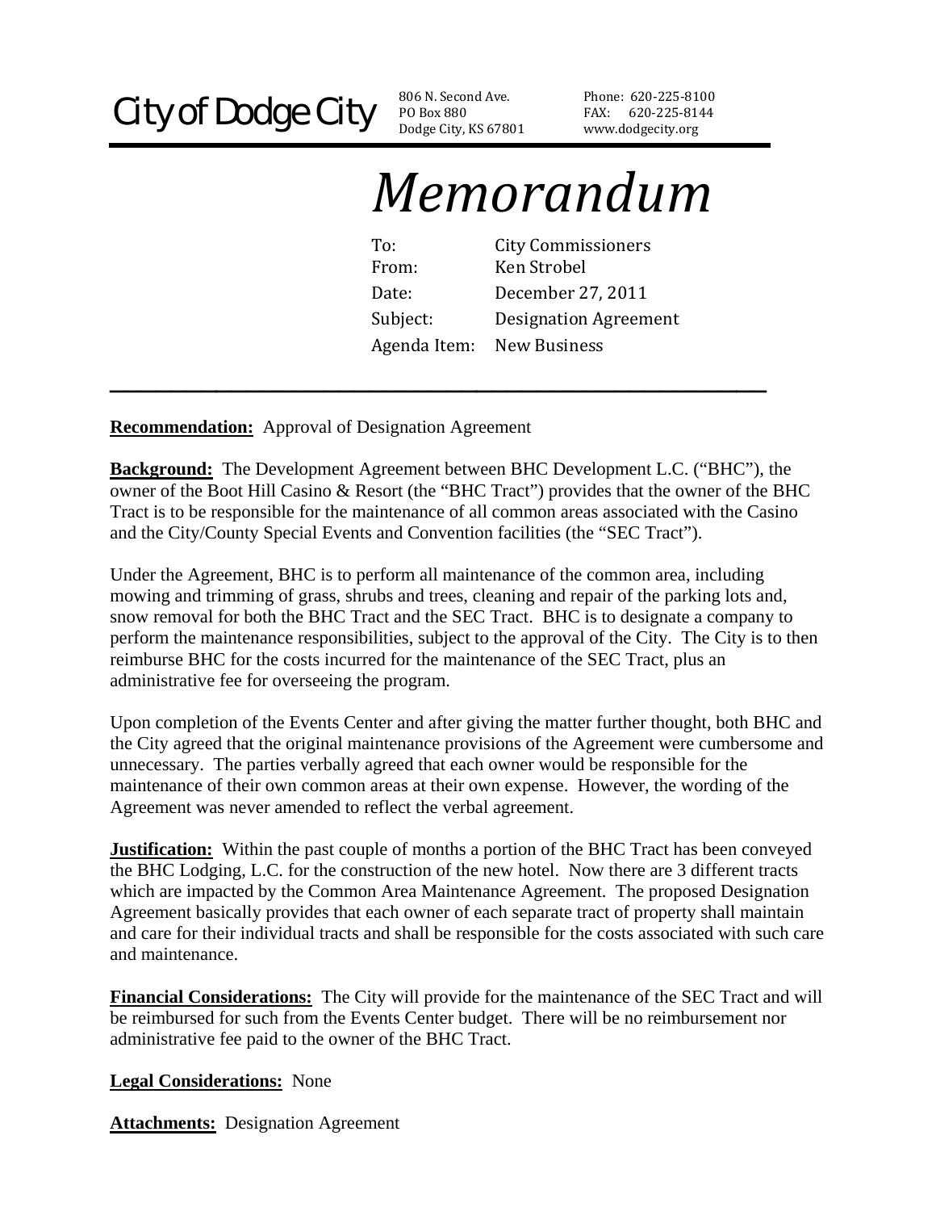City of Dodge City

806 N. Second Ave.
PO Box 880
Dodge City, KS 67801

Phone: 620-225-8100
FAX: 620-225-8144
www.dodgecity.org

# *Memorandum*

To: City Commissioners
From: Ken Strobel
Date: December 27, 2011
Subject: Designation Agreement
Agenda Item: New Business

---

**Recommendation:** Approval of Designation Agreement

**Background:** The Development Agreement between BHC Development L.C. ("BHC"), the owner of the Boot Hill Casino & Resort (the "BHC Tract") provides that the owner of the BHC Tract is to be responsible for the maintenance of all common areas associated with the Casino and the City/County Special Events and Convention facilities (the "SEC Tract").

Under the Agreement, BHC is to perform all maintenance of the common area, including mowing and trimming of grass, shrubs and trees, cleaning and repair of the parking lots and, snow removal for both the BHC Tract and the SEC Tract. BHC is to designate a company to perform the maintenance responsibilities, subject to the approval of the City. The City is to then reimburse BHC for the costs incurred for the maintenance of the SEC Tract, plus an administrative fee for overseeing the program.

Upon completion of the Events Center and after giving the matter further thought, both BHC and the City agreed that the original maintenance provisions of the Agreement were cumbersome and unnecessary. The parties verbally agreed that each owner would be responsible for the maintenance of their own common areas at their own expense. However, the wording of the Agreement was never amended to reflect the verbal agreement.

**Justification:** Within the past couple of months a portion of the BHC Tract has been conveyed the BHC Lodging, L.C. for the construction of the new hotel. Now there are 3 different tracts which are impacted by the Common Area Maintenance Agreement. The proposed Designation Agreement basically provides that each owner of each separate tract of property shall maintain and care for their individual tracts and shall be responsible for the costs associated with such care and maintenance.

**Financial Considerations:** The City will provide for the maintenance of the SEC Tract and will be reimbursed for such from the Events Center budget. There will be no reimbursement nor administrative fee paid to the owner of the BHC Tract.

**Legal Considerations:** None

**Attachments:** Designation Agreement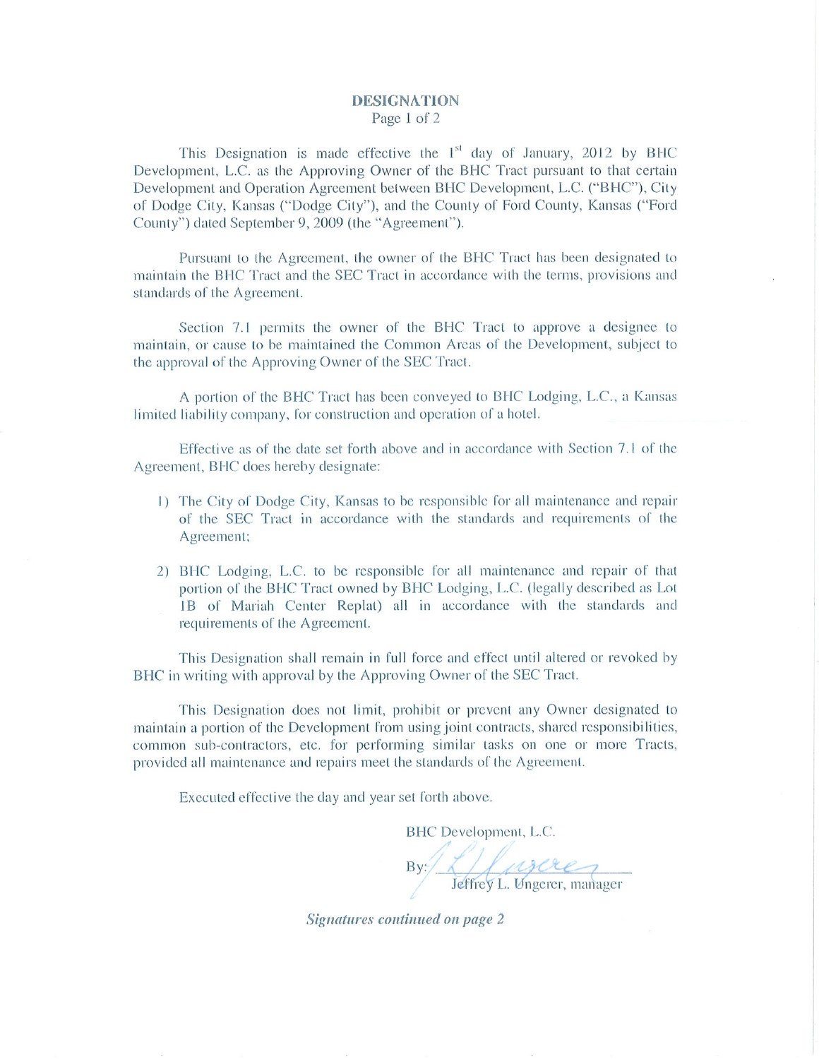# DESIGNATION

Page 1 of 2

This Designation is made effective the 1st day of January, 2012 by BHC Development, L.C. as the Approving Owner of the BHC Tract pursuant to that certain Development and Operation Agreement between BHC Development, L.C. ("BHC"), City of Dodge City, Kansas ("Dodge City"), and the County of Ford County, Kansas ("Ford County") dated September 9, 2009 (the "Agreement").

Pursuant to the Agreement, the owner of the BHC Tract has been designated to maintain the BHC Tract and the SEC Tract in accordance with the terms, provisions and standards of the Agreement.

Section 7.1 permits the owner of the BHC Tract to approve a designee to maintain, or cause to be maintained the Common Areas of the Development, subject to the approval of the Approving Owner of the SEC Tract.

A portion of the BHC Tract has been conveyed to BHC Lodging, L.C., a Kansas limited liability company, for construction and operation of a hotel.

Effective as of the date set forth above and in accordance with Section 7.1 of the Agreement, BHC does hereby designate:

1) The City of Dodge City, Kansas to be responsible for all maintenance and repair of the SEC Tract in accordance with the standards and requirements of the Agreement;
2) BHC Lodging, L.C. to be responsible for all maintenance and repair of that portion of the BHC Tract owned by BHC Lodging, L.C. (legally described as Lot 1B of Mariah Center Replat) all in accordance with the standards and requirements of the Agreement.

This Designation shall remain in full force and effect until altered or revoked by BHC in writing with approval by the Approving Owner of the SEC Tract.

This Designation does not limit, prohibit or prevent any Owner designated to maintain a portion of the Development from using joint contracts, shared responsibilities, common sub-contractors, etc. for performing similar tasks on one or more Tracts, provided all maintenance and repairs meet the standards of the Agreement.

Executed effective the day and year set forth above.

BHC Development, L.C.

By: ______________________
Jeffrey L. Ungerer, manager

***Signatures continued on page 2***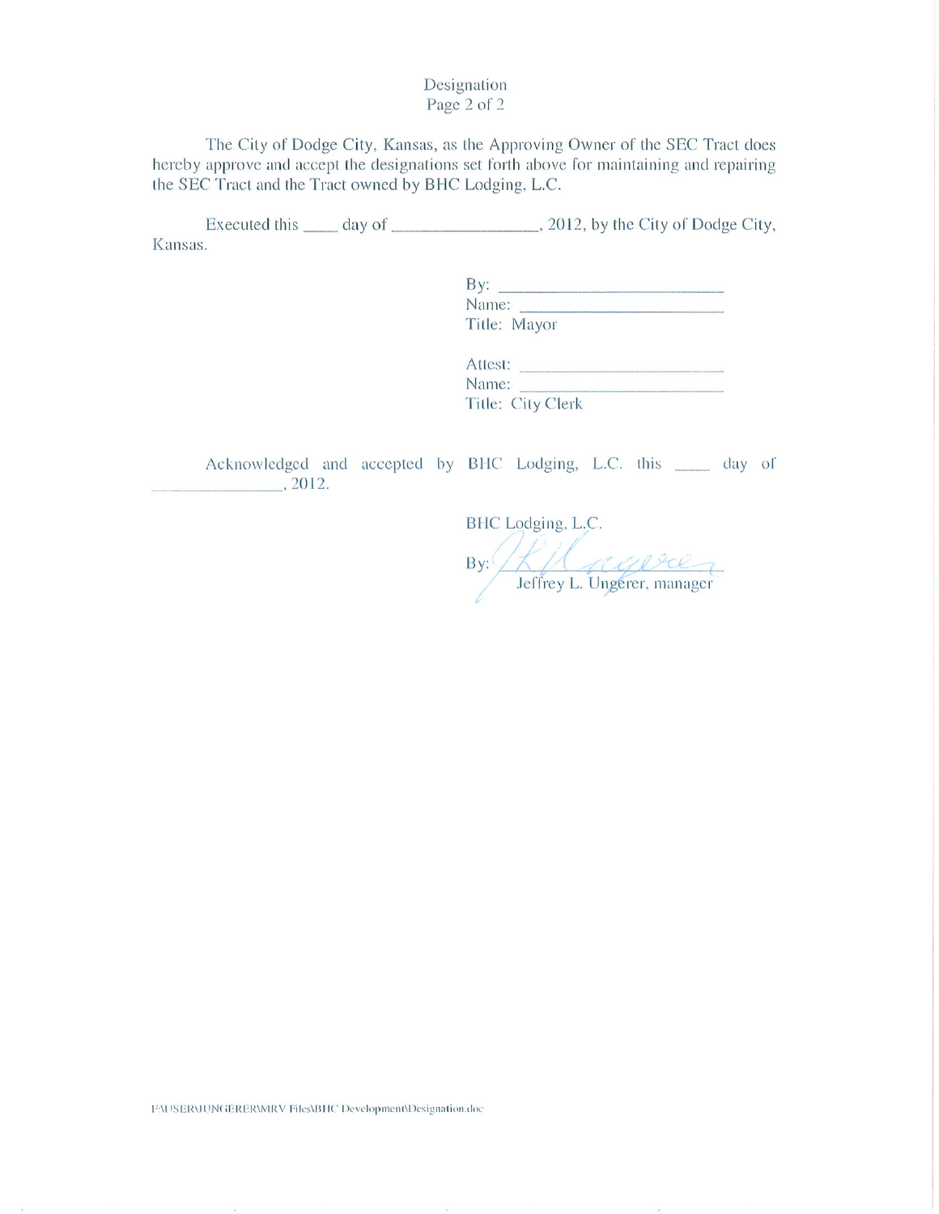Designation
Page 2 of 2

The City of Dodge City, Kansas, as the Approving Owner of the SEC Tract does hereby approve and accept the designations set forth above for maintaining and repairing the SEC Tract and the Tract owned by BHC Lodging, L.C.

Executed this ____ day of ________________, 2012, by the City of Dodge City, Kansas.

By: ____________________________
Name: __________________________
Title: Mayor

Attest: __________________________
Name: __________________________
Title: City Clerk

Acknowledged and accepted by BHC Lodging, L.C. this ____ day of ________________, 2012.

BHC Lodging, L.C.

By: ____________________________
Jeffrey L. Ungerer, manager

F:\USER\UNGERER\MRV Files\BHC Development\Designation.doc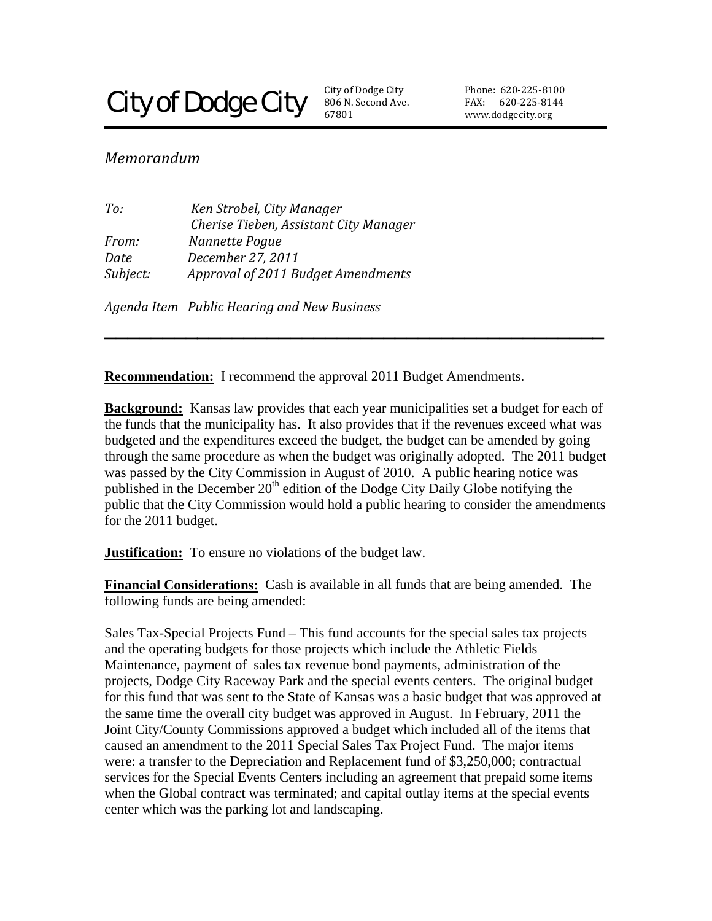# City of Dodge City

City of Dodge City
806 N. Second Ave.
67801

Phone: 620-225-8100
FAX: 620-225-8144
www.dodgecity.org

---

## *Memorandum*

*To:* *Ken Strobel, City Manager*
*Cherise Tieben, Assistant City Manager*
*From:* *Nannette Pogue*
*Date* *December 27, 2011*
*Subject:* *Approval of 2011 Budget Amendments*

*Agenda Item Public Hearing and New Business*

---

**Recommendation:** I recommend the approval 2011 Budget Amendments.

**Background:** Kansas law provides that each year municipalities set a budget for each of the funds that the municipality has. It also provides that if the revenues exceed what was budgeted and the expenditures exceed the budget, the budget can be amended by going through the same procedure as when the budget was originally adopted. The 2011 budget was passed by the City Commission in August of 2010. A public hearing notice was published in the December 20th edition of the Dodge City Daily Globe notifying the public that the City Commission would hold a public hearing to consider the amendments for the 2011 budget.

**Justification:** To ensure no violations of the budget law.

**Financial Considerations:** Cash is available in all funds that are being amended. The following funds are being amended:

Sales Tax-Special Projects Fund – This fund accounts for the special sales tax projects and the operating budgets for those projects which include the Athletic Fields Maintenance, payment of sales tax revenue bond payments, administration of the projects, Dodge City Raceway Park and the special events centers. The original budget for this fund that was sent to the State of Kansas was a basic budget that was approved at the same time the overall city budget was approved in August. In February, 2011 the Joint City/County Commissions approved a budget which included all of the items that caused an amendment to the 2011 Special Sales Tax Project Fund. The major items were: a transfer to the Depreciation and Replacement fund of $3,250,000; contractual services for the Special Events Centers including an agreement that prepaid some items when the Global contract was terminated; and capital outlay items at the special events center which was the parking lot and landscaping.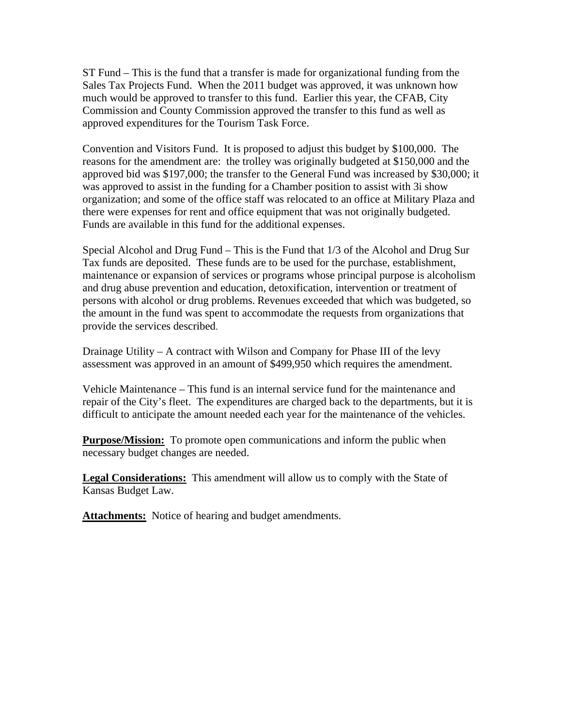ST Fund – This is the fund that a transfer is made for organizational funding from the Sales Tax Projects Fund. When the 2011 budget was approved, it was unknown how much would be approved to transfer to this fund. Earlier this year, the CFAB, City Commission and County Commission approved the transfer to this fund as well as approved expenditures for the Tourism Task Force.

Convention and Visitors Fund. It is proposed to adjust this budget by $100,000. The reasons for the amendment are: the trolley was originally budgeted at $150,000 and the approved bid was $197,000; the transfer to the General Fund was increased by $30,000; it was approved to assist in the funding for a Chamber position to assist with 3i show organization; and some of the office staff was relocated to an office at Military Plaza and there were expenses for rent and office equipment that was not originally budgeted. Funds are available in this fund for the additional expenses.

Special Alcohol and Drug Fund – This is the Fund that 1/3 of the Alcohol and Drug Sur Tax funds are deposited. These funds are to be used for the purchase, establishment, maintenance or expansion of services or programs whose principal purpose is alcoholism and drug abuse prevention and education, detoxification, intervention or treatment of persons with alcohol or drug problems. Revenues exceeded that which was budgeted, so the amount in the fund was spent to accommodate the requests from organizations that provide the services described.

Drainage Utility – A contract with Wilson and Company for Phase III of the levy assessment was approved in an amount of $499,950 which requires the amendment.

Vehicle Maintenance – This fund is an internal service fund for the maintenance and repair of the City's fleet. The expenditures are charged back to the departments, but it is difficult to anticipate the amount needed each year for the maintenance of the vehicles.

**Purpose/Mission:** To promote open communications and inform the public when necessary budget changes are needed.

**Legal Considerations:** This amendment will allow us to comply with the State of Kansas Budget Law.

**Attachments:** Notice of hearing and budget amendments.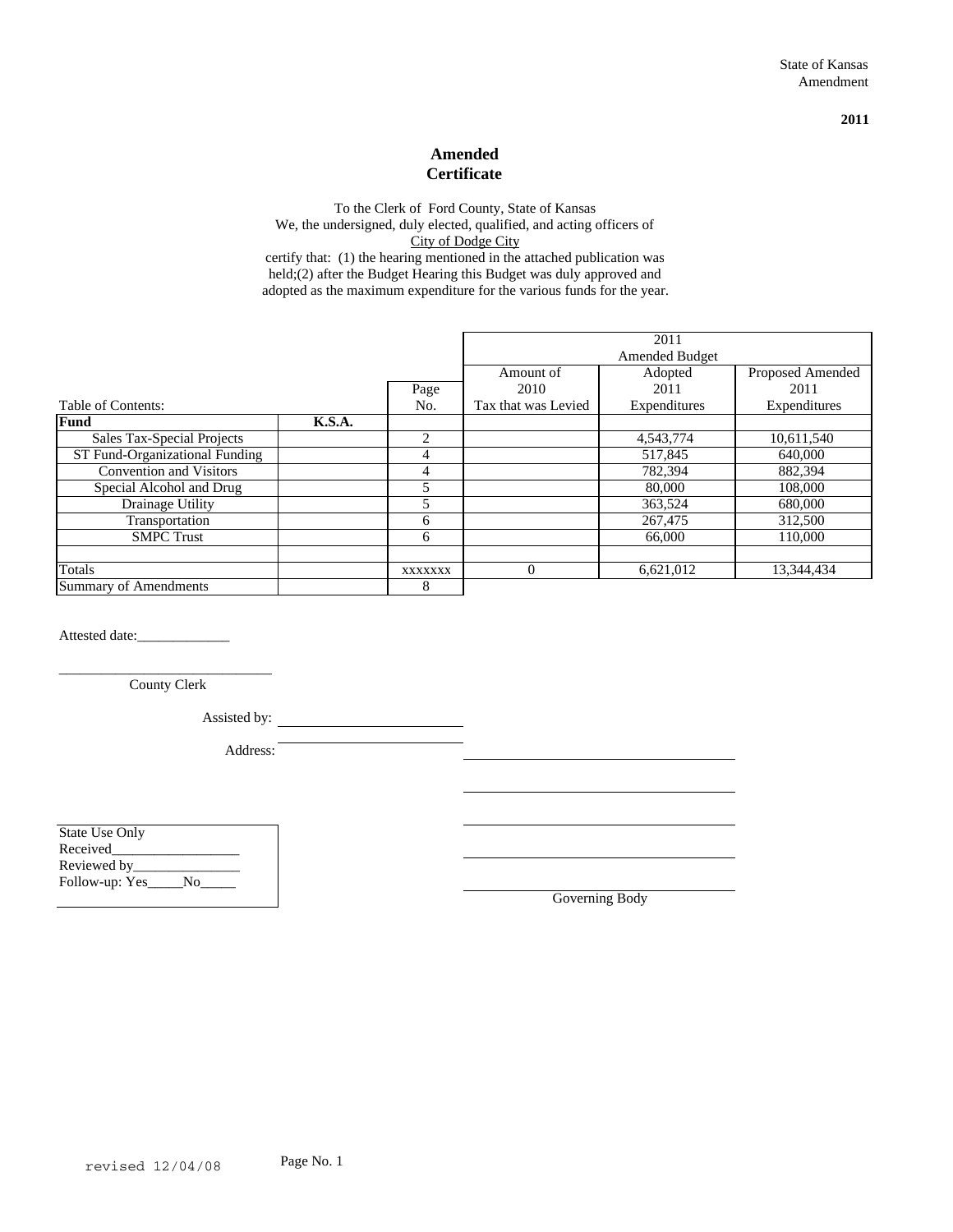State of Kansas
Amendment

**2011**

# Amended Certificate

To the Clerk of Ford County, State of Kansas
We, the undersigned, duly elected, qualified, and acting officers of
City of Dodge City
certify that: (1) the hearing mentioned in the attached publication was held;(2) after the Budget Hearing this Budget was duly approved and adopted as the maximum expenditure for the various funds for the year.

| | | | 2011 Amended Budget | | |
|---|---|---|---|---|---|
| Table of Contents: | | Page No. | Amount of 2010 Tax that was Levied | Adopted 2011 Expenditures | Proposed Amended 2011 Expenditures |
| **Fund** | **K.S.A.** | | | | |
| Sales Tax-Special Projects | | 2 | | 4,543,774 | 10,611,540 |
| ST Fund-Organizational Funding | | 4 | | 517,845 | 640,000 |
| Convention and Visitors | | 4 | | 782,394 | 882,394 |
| Special Alcohol and Drug | | 5 | | 80,000 | 108,000 |
| Drainage Utility | | 5 | | 363,524 | 680,000 |
| Transportation | | 6 | | 267,475 | 312,500 |
| SMPC Trust | | 6 | | 66,000 | 110,000 |
| | | | | | |
| Totals | | xxxxxxx | 0 | 6,621,012 | 13,344,434 |
| Summary of Amendments | | 8 | | | |

Attested date:_____________

_____________________________
County Clerk

Assisted by: ________________________

Address: ________________________

State Use Only
Received__________________
Reviewed by_______________
Follow-up: Yes_____No_____

_________________________________

_________________________________

_________________________________

_________________________________

_________________________________
Governing Body

revised 12/04/08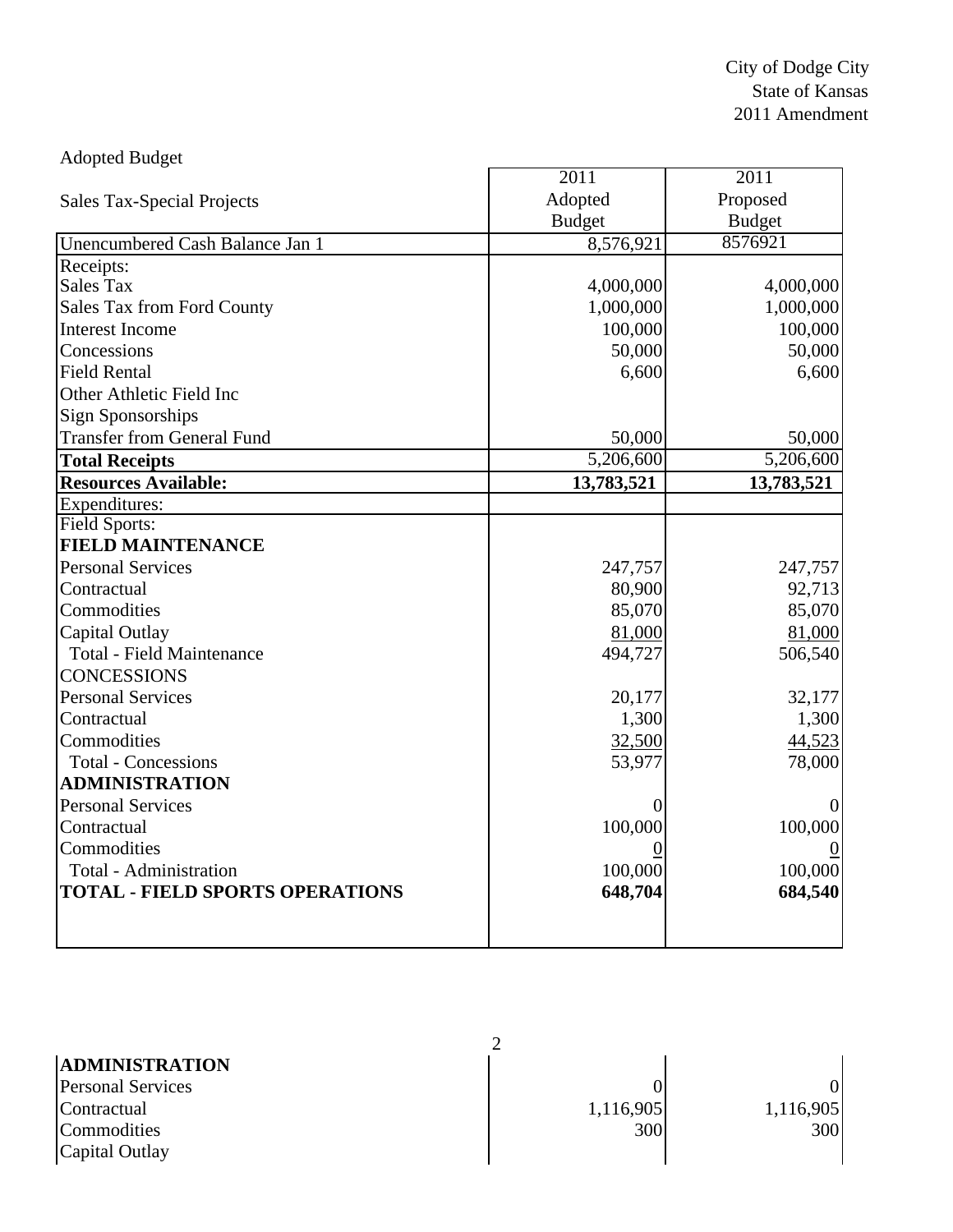City of Dodge City
State of Kansas
2011 Amendment

Adopted Budget

| Sales Tax-Special Projects | 2011 Adopted Budget | 2011 Proposed Budget |
|---|---|---|
| Unencumbered Cash Balance Jan 1 | 8,576,921 | 8576921 |
| Receipts: | | |
| Sales Tax | 4,000,000 | 4,000,000 |
| Sales Tax from Ford County | 1,000,000 | 1,000,000 |
| Interest Income | 100,000 | 100,000 |
| Concessions | 50,000 | 50,000 |
| Field Rental | 6,600 | 6,600 |
| Other Athletic Field Inc | | |
| Sign Sponsorships | | |
| Transfer from General Fund | 50,000 | 50,000 |
| **Total Receipts** | 5,206,600 | 5,206,600 |
| **Resources Available:** | **13,783,521** | **13,783,521** |
| Expenditures: | | |
| Field Sports: | | |
| **FIELD MAINTENANCE** | | |
| Personal Services | 247,757 | 247,757 |
| Contractual | 80,900 | 92,713 |
| Commodities | 85,070 | 85,070 |
| Capital Outlay | 81,000 | 81,000 |
| Total - Field Maintenance | 494,727 | 506,540 |
| CONCESSIONS | | |
| Personal Services | 20,177 | 32,177 |
| Contractual | 1,300 | 1,300 |
| Commodities | 32,500 | 44,523 |
| Total - Concessions | 53,977 | 78,000 |
| **ADMINISTRATION** | | |
| Personal Services | 0 | 0 |
| Contractual | 100,000 | 100,000 |
| Commodities | 0 | 0 |
| Total - Administration | 100,000 | 100,000 |
| **TOTAL - FIELD SPORTS OPERATIONS** | **648,704** | **684,540** |

| **ADMINISTRATION** | | |
|---|---|---|
| Personal Services | 0 | 0 |
| Contractual | 1,116,905 | 1,116,905 |
| Commodities | 300 | 300 |
| Capital Outlay | | |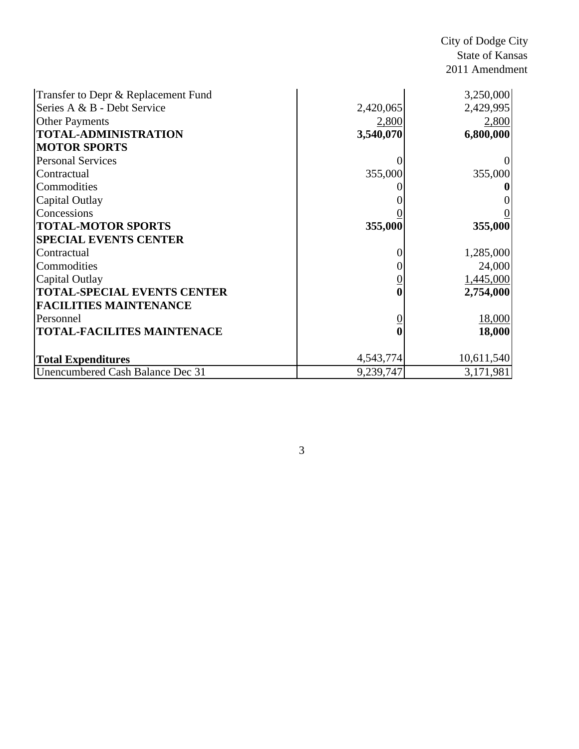City of Dodge City
State of Kansas
2011 Amendment

| | | |
|---|---|---|
| Transfer to Depr & Replacement Fund | | 3,250,000 |
| Series A & B - Debt Service | 2,420,065 | 2,429,995 |
| Other Payments | 2,800 | 2,800 |
| **TOTAL-ADMINISTRATION** | **3,540,070** | **6,800,000** |
| **MOTOR SPORTS** | | |
| Personal Services | 0 | 0 |
| Contractual | 355,000 | 355,000 |
| Commodities | 0 | **0** |
| Capital Outlay | 0 | 0 |
| Concessions | 0 | 0 |
| **TOTAL-MOTOR SPORTS** | **355,000** | **355,000** |
| **SPECIAL EVENTS CENTER** | | |
| Contractual | 0 | 1,285,000 |
| Commodities | 0 | 24,000 |
| Capital Outlay | 0 | 1,445,000 |
| **TOTAL-SPECIAL EVENTS CENTER** | **0** | **2,754,000** |
| **FACILITIES MAINTENANCE** | | |
| Personnel | 0 | 18,000 |
| **TOTAL-FACILITES MAINTENACE** | **0** | **18,000** |
| **Total Expenditures** | 4,543,774 | 10,611,540 |
| Unencumbered Cash Balance Dec 31 | 9,239,747 | 3,171,981 |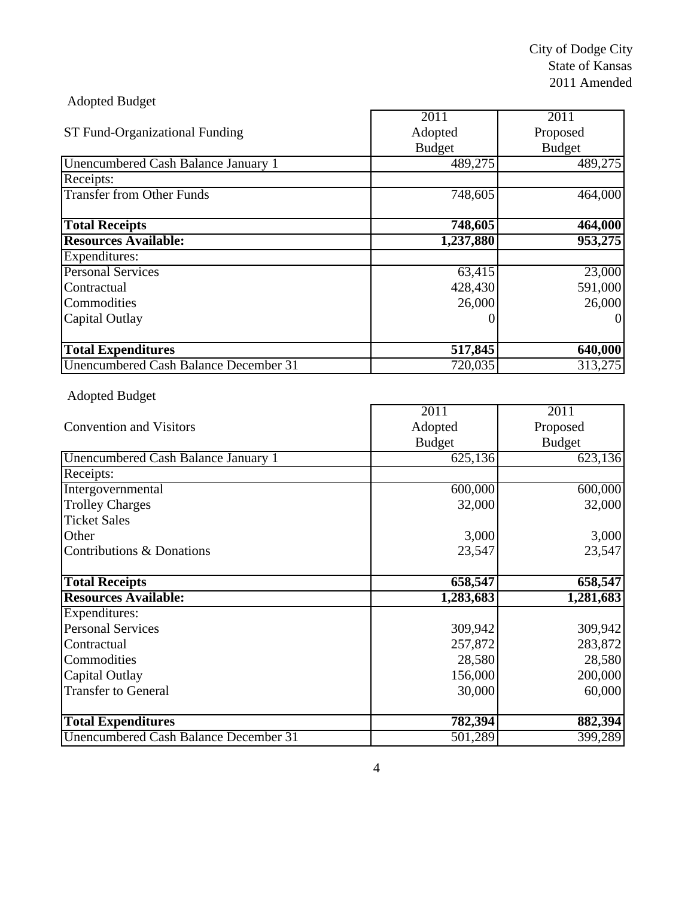City of Dodge City
State of Kansas
2011 Amended

Adopted Budget

| ST Fund-Organizational Funding | 2011 Adopted Budget | 2011 Proposed Budget |
|---|---|---|
| Unencumbered Cash Balance January 1 | 489,275 | 489,275 |
| Receipts: | | |
| Transfer from Other Funds | 748,605 | 464,000 |
| **Total Receipts** | **748,605** | **464,000** |
| **Resources Available:** | **1,237,880** | **953,275** |
| Expenditures: | | |
| Personal Services | 63,415 | 23,000 |
| Contractual | 428,430 | 591,000 |
| Commodities | 26,000 | 26,000 |
| Capital Outlay | 0 | 0 |
| **Total Expenditures** | **517,845** | **640,000** |
| Unencumbered Cash Balance December 31 | 720,035 | 313,275 |

Adopted Budget

| Convention and Visitors | 2011 Adopted Budget | 2011 Proposed Budget |
|---|---|---|
| Unencumbered Cash Balance January 1 | 625,136 | 623,136 |
| Receipts: | | |
| Intergovernmental | 600,000 | 600,000 |
| Trolley Charges | 32,000 | 32,000 |
| Ticket Sales | | |
| Other | 3,000 | 3,000 |
| Contributions & Donations | 23,547 | 23,547 |
| **Total Receipts** | **658,547** | **658,547** |
| **Resources Available:** | **1,283,683** | **1,281,683** |
| Expenditures: | | |
| Personal Services | 309,942 | 309,942 |
| Contractual | 257,872 | 283,872 |
| Commodities | 28,580 | 28,580 |
| Capital Outlay | 156,000 | 200,000 |
| Transfer to General | 30,000 | 60,000 |
| **Total Expenditures** | **782,394** | **882,394** |
| Unencumbered Cash Balance December 31 | 501,289 | 399,289 |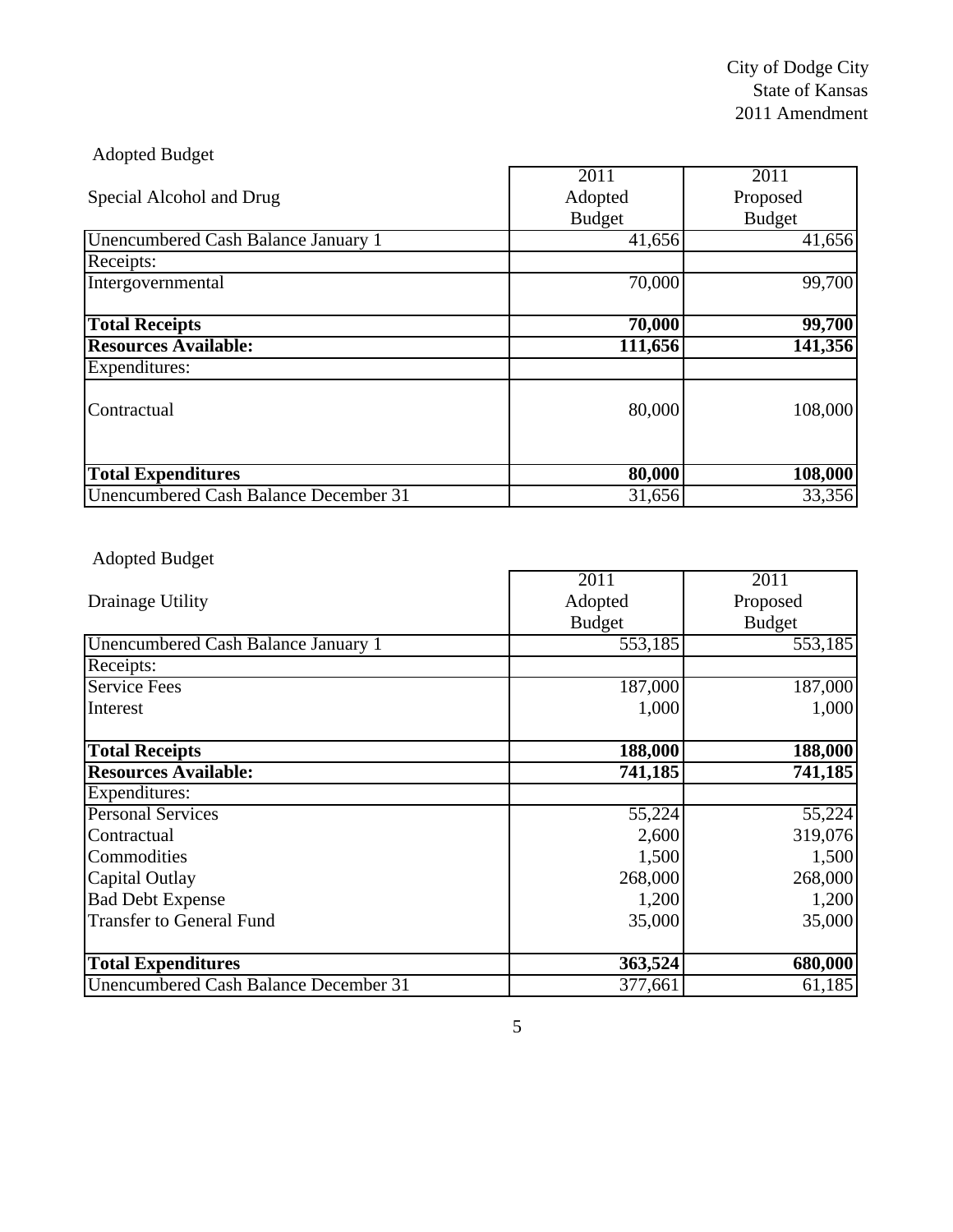City of Dodge City
State of Kansas
2011 Amendment

Adopted Budget

| Special Alcohol and Drug | 2011 Adopted Budget | 2011 Proposed Budget |
|---|---|---|
| Unencumbered Cash Balance January 1 | 41,656 | 41,656 |
| Receipts: | | |
| Intergovernmental | 70,000 | 99,700 |
| **Total Receipts** | **70,000** | **99,700** |
| **Resources Available:** | **111,656** | **141,356** |
| Expenditures: | | |
| Contractual | 80,000 | 108,000 |
| **Total Expenditures** | **80,000** | **108,000** |
| Unencumbered Cash Balance December 31 | 31,656 | 33,356 |

Adopted Budget

| Drainage Utility | 2011 Adopted Budget | 2011 Proposed Budget |
|---|---|---|
| Unencumbered Cash Balance January 1 | 553,185 | 553,185 |
| Receipts: | | |
| Service Fees | 187,000 | 187,000 |
| Interest | 1,000 | 1,000 |
| **Total Receipts** | **188,000** | **188,000** |
| **Resources Available:** | **741,185** | **741,185** |
| Expenditures: | | |
| Personal Services | 55,224 | 55,224 |
| Contractual | 2,600 | 319,076 |
| Commodities | 1,500 | 1,500 |
| Capital Outlay | 268,000 | 268,000 |
| Bad Debt Expense | 1,200 | 1,200 |
| Transfer to General Fund | 35,000 | 35,000 |
| **Total Expenditures** | **363,524** | **680,000** |
| Unencumbered Cash Balance December 31 | 377,661 | 61,185 |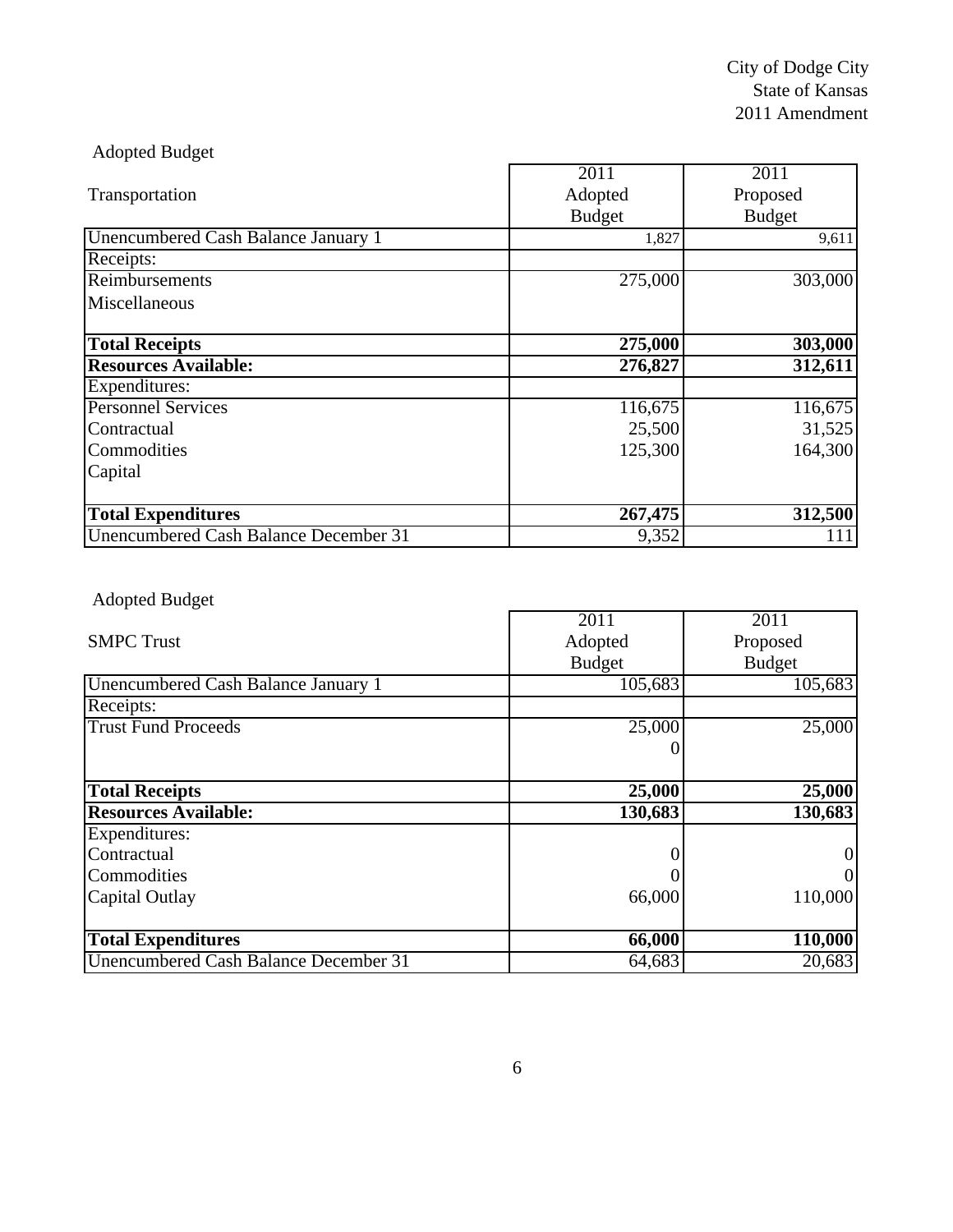City of Dodge City
State of Kansas
2011 Amendment

Adopted Budget

| Transportation | 2011 Adopted Budget | 2011 Proposed Budget |
|---|---|---|
| Unencumbered Cash Balance January 1 | 1,827 | 9,611 |
| Receipts: | | |
| Reimbursements | 275,000 | 303,000 |
| Miscellaneous | | |
| **Total Receipts** | **275,000** | **303,000** |
| **Resources Available:** | **276,827** | **312,611** |
| Expenditures: | | |
| Personnel Services | 116,675 | 116,675 |
| Contractual | 25,500 | 31,525 |
| Commodities | 125,300 | 164,300 |
| Capital | | |
| **Total Expenditures** | **267,475** | **312,500** |
| Unencumbered Cash Balance December 31 | 9,352 | 111 |

Adopted Budget

| SMPC Trust | 2011 Adopted Budget | 2011 Proposed Budget |
|---|---|---|
| Unencumbered Cash Balance January 1 | 105,683 | 105,683 |
| Receipts: | | |
| Trust Fund Proceeds | 25,000 | 25,000 |
| | 0 | |
| **Total Receipts** | **25,000** | **25,000** |
| **Resources Available:** | **130,683** | **130,683** |
| Expenditures: | | |
| Contractual | 0 | 0 |
| Commodities | 0 | 0 |
| Capital Outlay | 66,000 | 110,000 |
| **Total Expenditures** | **66,000** | **110,000** |
| Unencumbered Cash Balance December 31 | 64,683 | 20,683 |